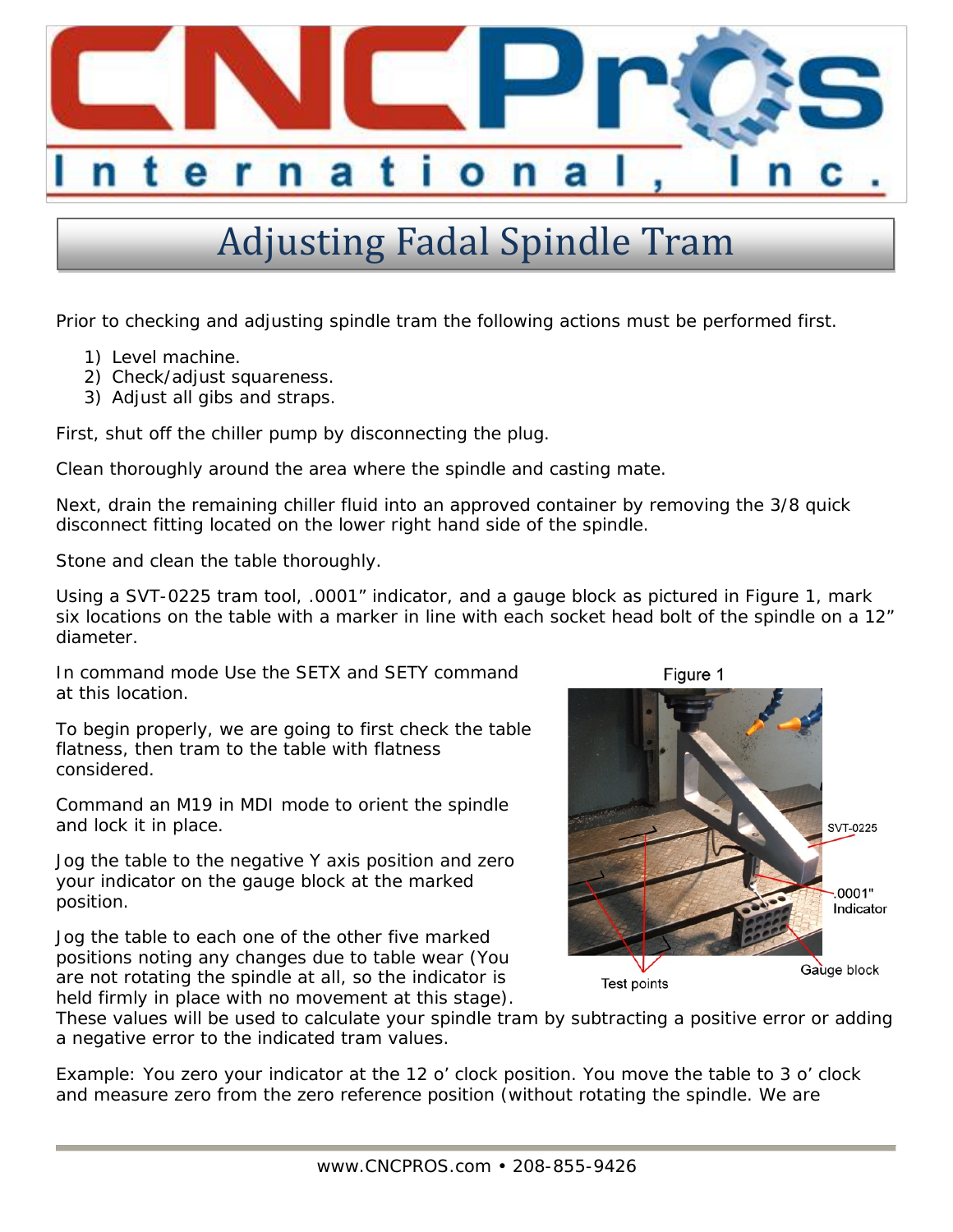# Adjusting Fadal Spindle Tram

Prior to checking and adjusting spindle tram the following actions must be performed first.

1) Level machine.
2) Check/adjust squareness.
3) Adjust all gibs and straps.

First, shut off the chiller pump by disconnecting the plug.

Clean thoroughly around the area where the spindle and casting mate.

Next, drain the remaining chiller fluid into an approved container by removing the 3/8 quick disconnect fitting located on the lower right hand side of the spindle.

Stone and clean the table thoroughly.

Using a SVT-0225 tram tool, .0001" indicator, and a gauge block as pictured in Figure 1, mark six locations on the table with a marker in line with each socket head bolt of the spindle on a 12" diameter.

In command mode Use the SETX and SETY command at this location.

To begin properly, we are going to first check the table flatness, then tram to the table with flatness considered.

Command an M19 in MDI mode to orient the spindle and lock it in place.

Jog the table to the negative Y axis position and zero your indicator on the gauge block at the marked position.

Jog the table to each one of the other five marked positions noting any changes due to table wear (You are not rotating the spindle at all, so the indicator is held firmly in place with no movement at this stage). These values will be used to calculate your spindle tram by subtracting a positive error or adding a negative error to the indicated tram values.

Figure 1

SVT-0225

.0001" Indicator

Gauge block

Test points

Example: You zero your indicator at the 12 o' clock position. You move the table to 3 o' clock and measure zero from the zero reference position (without rotating the spindle. We are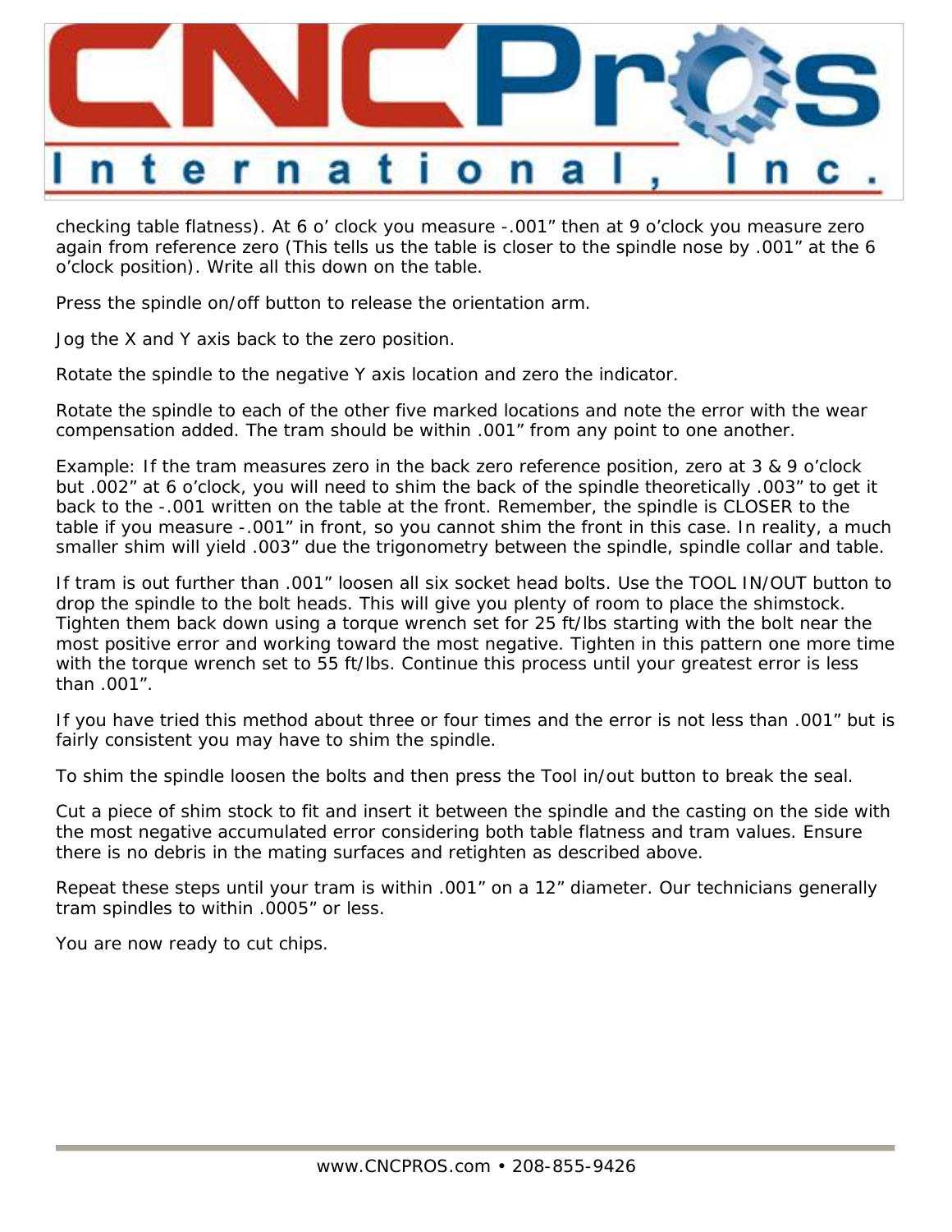checking table flatness). At 6 o' clock you measure -.001" then at 9 o'clock you measure zero again from reference zero (This tells us the table is closer to the spindle nose by .001" at the 6 o'clock position). Write all this down on the table.

Press the spindle on/off button to release the orientation arm.

Jog the X and Y axis back to the zero position.

Rotate the spindle to the negative Y axis location and zero the indicator.

Rotate the spindle to each of the other five marked locations and note the error with the wear compensation added. The tram should be within .001" from any point to one another.

Example: If the tram measures zero in the back zero reference position, zero at 3 & 9 o'clock but .002" at 6 o'clock, you will need to shim the back of the spindle theoretically .003" to get it back to the -.001 written on the table at the front. Remember, the spindle is CLOSER to the table if you measure -.001" in front, so you cannot shim the front in this case. In reality, a much smaller shim will yield .003" due the trigonometry between the spindle, spindle collar and table.

If tram is out further than .001" loosen all six socket head bolts. Use the TOOL IN/OUT button to drop the spindle to the bolt heads. This will give you plenty of room to place the shimstock. Tighten them back down using a torque wrench set for 25 ft/lbs starting with the bolt near the most positive error and working toward the most negative. Tighten in this pattern one more time with the torque wrench set to 55 ft/lbs. Continue this process until your greatest error is less than .001".

If you have tried this method about three or four times and the error is not less than .001" but is fairly consistent you may have to shim the spindle.

To shim the spindle loosen the bolts and then press the Tool in/out button to break the seal.

Cut a piece of shim stock to fit and insert it between the spindle and the casting on the side with the most negative accumulated error considering both table flatness and tram values. Ensure there is no debris in the mating surfaces and retighten as described above.

Repeat these steps until your tram is within .001" on a 12" diameter. Our technicians generally tram spindles to within .0005" or less.

You are now ready to cut chips.